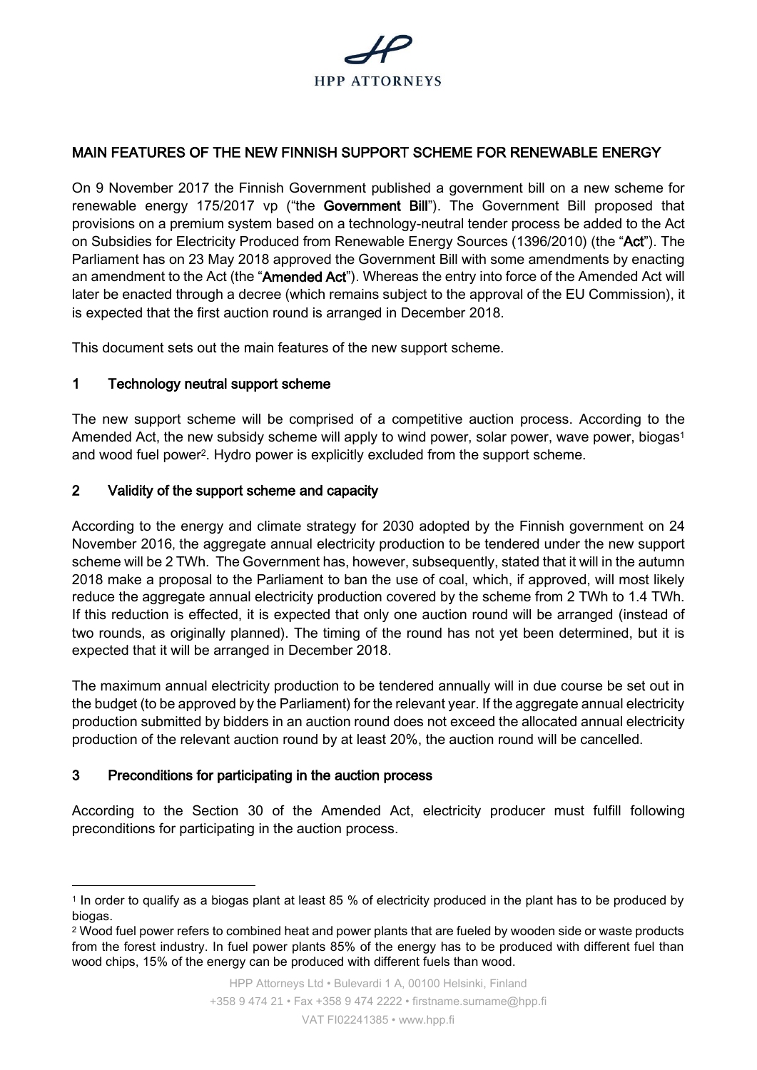# MAIN FEATURES OF THE NEW FINNISH SUPPORT SCHEME FOR RENEWABLE ENERGY

On 9 November 2017 the Finnish Government published a government bill on a new scheme for renewable energy 175/2017 vp ("the **Government Bill**"). The Government Bill proposed that provisions on a premium system based on a technology-neutral tender process be added to the Act on Subsidies for Electricity Produced from Renewable Energy Sources (1396/2010) (the "**Act**"). The Parliament has on 23 May 2018 approved the Government Bill with some amendments by enacting an amendment to the Act (the "**Amended Act**"). Whereas the entry into force of the Amended Act will later be enacted through a decree (which remains subject to the approval of the EU Commission), it is expected that the first auction round is arranged in December 2018.

This document sets out the main features of the new support scheme.

## 1 Technology neutral support scheme

The new support scheme will be comprised of a competitive auction process. According to the Amended Act, the new subsidy scheme will apply to wind power, solar power, wave power, biogas[1] and wood fuel power[2]. Hydro power is explicitly excluded from the support scheme.

## 2 Validity of the support scheme and capacity

According to the energy and climate strategy for 2030 adopted by the Finnish government on 24 November 2016, the aggregate annual electricity production to be tendered under the new support scheme will be 2 TWh. The Government has, however, subsequently, stated that it will in the autumn 2018 make a proposal to the Parliament to ban the use of coal, which, if approved, will most likely reduce the aggregate annual electricity production covered by the scheme from 2 TWh to 1.4 TWh. If this reduction is effected, it is expected that only one auction round will be arranged (instead of two rounds, as originally planned). The timing of the round has not yet been determined, but it is expected that it will be arranged in December 2018.

The maximum annual electricity production to be tendered annually will in due course be set out in the budget (to be approved by the Parliament) for the relevant year. If the aggregate annual electricity production submitted by bidders in an auction round does not exceed the allocated annual electricity production of the relevant auction round by at least 20%, the auction round will be cancelled.

## 3 Preconditions for participating in the auction process

According to the Section 30 of the Amended Act, electricity producer must fulfill following preconditions for participating in the auction process.

---

[1] In order to qualify as a biogas plant at least 85 % of electricity produced in the plant has to be produced by biogas.

[2] Wood fuel power refers to combined heat and power plants that are fueled by wooden side or waste products from the forest industry. In fuel power plants 85% of the energy has to be produced with different fuel than wood chips, 15% of the energy can be produced with different fuels than wood.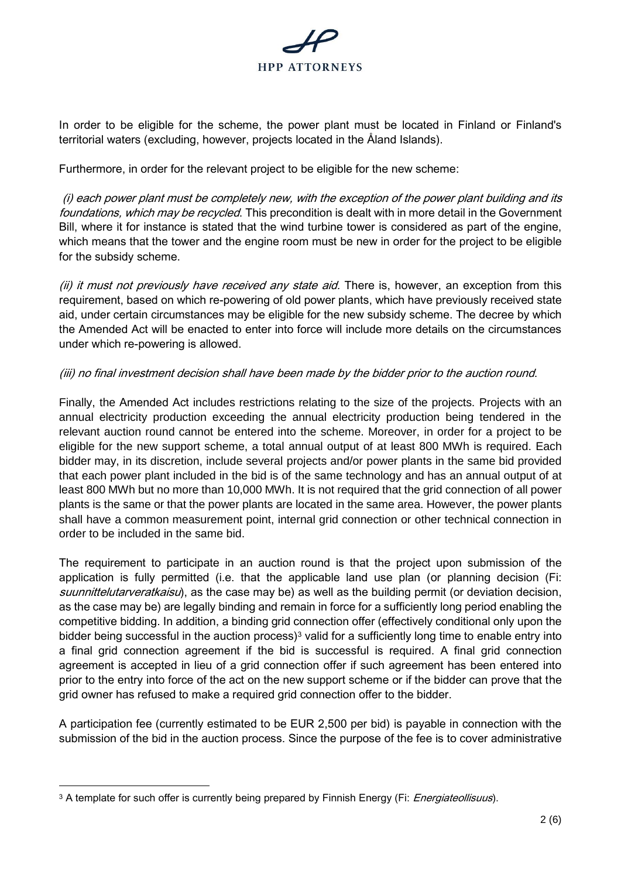In order to be eligible for the scheme, the power plant must be located in Finland or Finland's territorial waters (excluding, however, projects located in the Åland Islands).

Furthermore, in order for the relevant project to be eligible for the new scheme:

*(i) each power plant must be completely new, with the exception of the power plant building and its foundations, which may be recycled*. This precondition is dealt with in more detail in the Government Bill, where it for instance is stated that the wind turbine tower is considered as part of the engine, which means that the tower and the engine room must be new in order for the project to be eligible for the subsidy scheme.

*(ii) it must not previously have received any state aid.* There is, however, an exception from this requirement, based on which re-powering of old power plants, which have previously received state aid, under certain circumstances may be eligible for the new subsidy scheme. The decree by which the Amended Act will be enacted to enter into force will include more details on the circumstances under which re-powering is allowed.

*(iii) no final investment decision shall have been made by the bidder prior to the auction round*.

Finally, the Amended Act includes restrictions relating to the size of the projects. Projects with an annual electricity production exceeding the annual electricity production being tendered in the relevant auction round cannot be entered into the scheme. Moreover, in order for a project to be eligible for the new support scheme, a total annual output of at least 800 MWh is required. Each bidder may, in its discretion, include several projects and/or power plants in the same bid provided that each power plant included in the bid is of the same technology and has an annual output of at least 800 MWh but no more than 10,000 MWh. It is not required that the grid connection of all power plants is the same or that the power plants are located in the same area. However, the power plants shall have a common measurement point, internal grid connection or other technical connection in order to be included in the same bid.

The requirement to participate in an auction round is that the project upon submission of the application is fully permitted (i.e. that the applicable land use plan (or planning decision (Fi: *suunnittelutarveratkaisu*), as the case may be) as well as the building permit (or deviation decision, as the case may be) are legally binding and remain in force for a sufficiently long period enabling the competitive bidding. In addition, a binding grid connection offer (effectively conditional only upon the bidder being successful in the auction process)[3] valid for a sufficiently long time to enable entry into a final grid connection agreement if the bid is successful is required. A final grid connection agreement is accepted in lieu of a grid connection offer if such agreement has been entered into prior to the entry into force of the act on the new support scheme or if the bidder can prove that the grid owner has refused to make a required grid connection offer to the bidder.

A participation fee (currently estimated to be EUR 2,500 per bid) is payable in connection with the submission of the bid in the auction process. Since the purpose of the fee is to cover administrative

[3] A template for such offer is currently being prepared by Finnish Energy (Fi: *Energiateollisuus*).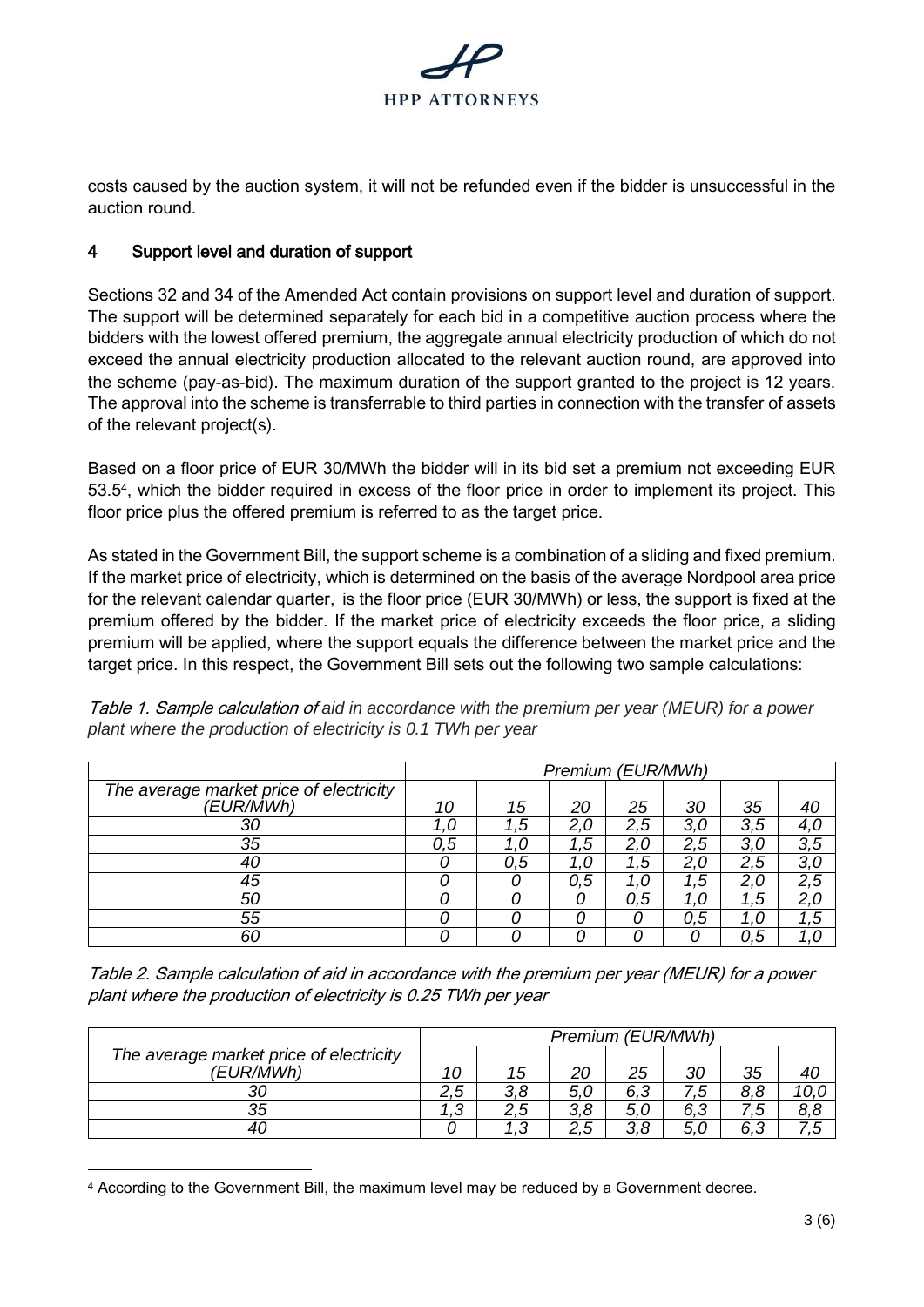costs caused by the auction system, it will not be refunded even if the bidder is unsuccessful in the auction round.

## 4 Support level and duration of support

Sections 32 and 34 of the Amended Act contain provisions on support level and duration of support. The support will be determined separately for each bid in a competitive auction process where the bidders with the lowest offered premium, the aggregate annual electricity production of which do not exceed the annual electricity production allocated to the relevant auction round, are approved into the scheme (pay-as-bid). The maximum duration of the support granted to the project is 12 years. The approval into the scheme is transferrable to third parties in connection with the transfer of assets of the relevant project(s).

Based on a floor price of EUR 30/MWh the bidder will in its bid set a premium not exceeding EUR 53.5[4], which the bidder required in excess of the floor price in order to implement its project. This floor price plus the offered premium is referred to as the target price.

As stated in the Government Bill, the support scheme is a combination of a sliding and fixed premium. If the market price of electricity, which is determined on the basis of the average Nordpool area price for the relevant calendar quarter, is the floor price (EUR 30/MWh) or less, the support is fixed at the premium offered by the bidder. If the market price of electricity exceeds the floor price, a sliding premium will be applied, where the support equals the difference between the market price and the target price. In this respect, the Government Bill sets out the following two sample calculations:

*Table 1. Sample calculation of aid in accordance with the premium per year (MEUR) for a power plant where the production of electricity is 0.1 TWh per year*

| | *Premium (EUR/MWh)* | | | | | | |
|---|---|---|---|---|---|---|---|
| *The average market price of electricity (EUR/MWh)* | *10* | *15* | *20* | *25* | *30* | *35* | *40* |
| *30* | *1,0* | *1,5* | *2,0* | *2,5* | *3,0* | *3,5* | *4,0* |
| *35* | *0,5* | *1,0* | *1,5* | *2,0* | *2,5* | *3,0* | *3,5* |
| *40* | *0* | *0,5* | *1,0* | *1,5* | *2,0* | *2,5* | *3,0* |
| *45* | *0* | *0* | *0,5* | *1,0* | *1,5* | *2,0* | *2,5* |
| *50* | *0* | *0* | *0* | *0,5* | *1,0* | *1,5* | *2,0* |
| *55* | *0* | *0* | *0* | *0* | *0,5* | *1,0* | *1,5* |
| *60* | *0* | *0* | *0* | *0* | *0* | *0,5* | *1,0* |

*Table 2. Sample calculation of aid in accordance with the premium per year (MEUR) for a power plant where the production of electricity is 0.25 TWh per year*

| | *Premium (EUR/MWh)* | | | | | | |
|---|---|---|---|---|---|---|---|
| *The average market price of electricity (EUR/MWh)* | *10* | *15* | *20* | *25* | *30* | *35* | *40* |
| *30* | *2,5* | *3,8* | *5,0* | *6,3* | *7,5* | *8,8* | *10,0* |
| *35* | *1,3* | *2,5* | *3,8* | *5,0* | *6,3* | *7,5* | *8,8* |
| *40* | *0* | *1,3* | *2,5* | *3,8* | *5,0* | *6,3* | *7,5* |

[4] According to the Government Bill, the maximum level may be reduced by a Government decree.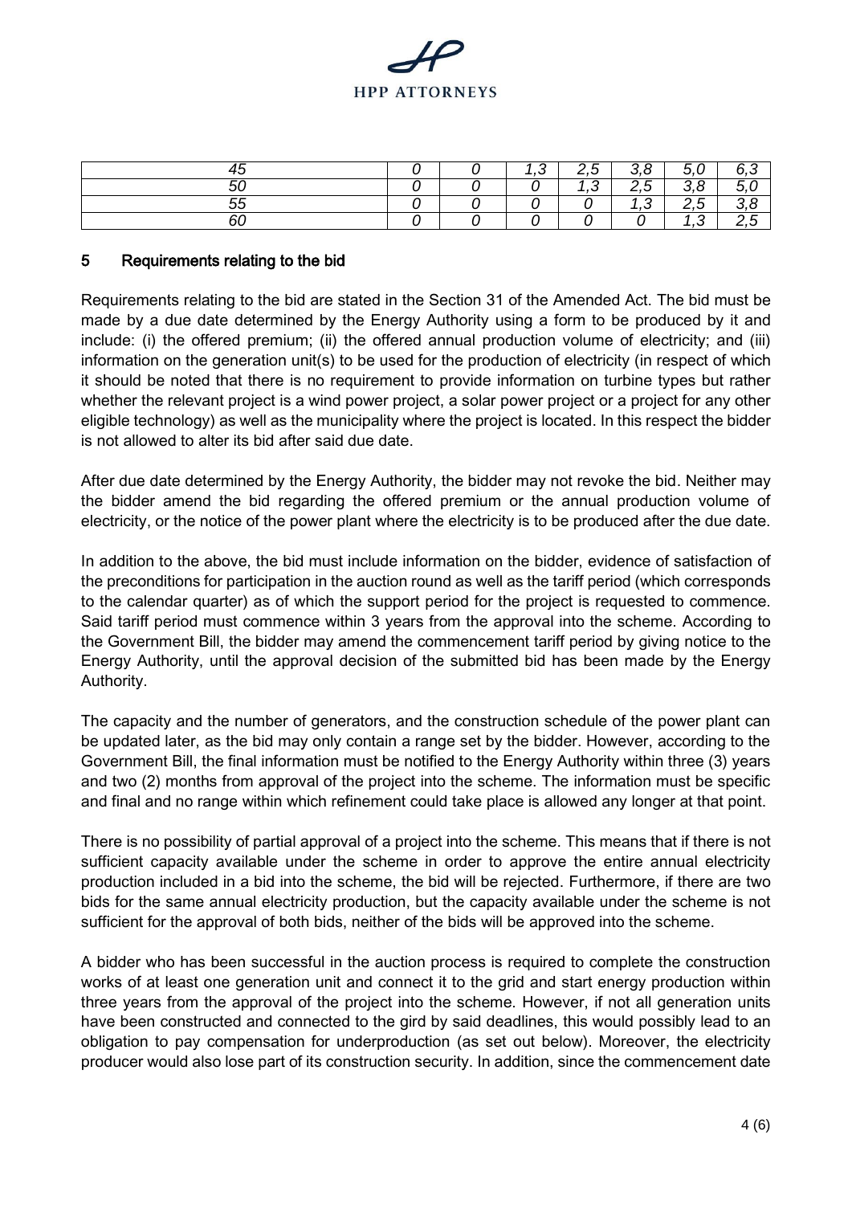| 45 | 0 | 0 | 1,3 | 2,5 | 3,8 | 5,0 | 6,3 |
|---|---|---|---|---|---|---|---|
| 50 | 0 | 0 | 0 | 1,3 | 2,5 | 3,8 | 5,0 |
| 55 | 0 | 0 | 0 | 0 | 1,3 | 2,5 | 3,8 |
| 60 | 0 | 0 | 0 | 0 | 0 | 1,3 | 2,5 |

## 5 Requirements relating to the bid

Requirements relating to the bid are stated in the Section 31 of the Amended Act. The bid must be made by a due date determined by the Energy Authority using a form to be produced by it and include: (i) the offered premium; (ii) the offered annual production volume of electricity; and (iii) information on the generation unit(s) to be used for the production of electricity (in respect of which it should be noted that there is no requirement to provide information on turbine types but rather whether the relevant project is a wind power project, a solar power project or a project for any other eligible technology) as well as the municipality where the project is located. In this respect the bidder is not allowed to alter its bid after said due date.

After due date determined by the Energy Authority, the bidder may not revoke the bid. Neither may the bidder amend the bid regarding the offered premium or the annual production volume of electricity, or the notice of the power plant where the electricity is to be produced after the due date.

In addition to the above, the bid must include information on the bidder, evidence of satisfaction of the preconditions for participation in the auction round as well as the tariff period (which corresponds to the calendar quarter) as of which the support period for the project is requested to commence. Said tariff period must commence within 3 years from the approval into the scheme. According to the Government Bill, the bidder may amend the commencement tariff period by giving notice to the Energy Authority, until the approval decision of the submitted bid has been made by the Energy Authority.

The capacity and the number of generators, and the construction schedule of the power plant can be updated later, as the bid may only contain a range set by the bidder. However, according to the Government Bill, the final information must be notified to the Energy Authority within three (3) years and two (2) months from approval of the project into the scheme. The information must be specific and final and no range within which refinement could take place is allowed any longer at that point.

There is no possibility of partial approval of a project into the scheme. This means that if there is not sufficient capacity available under the scheme in order to approve the entire annual electricity production included in a bid into the scheme, the bid will be rejected. Furthermore, if there are two bids for the same annual electricity production, but the capacity available under the scheme is not sufficient for the approval of both bids, neither of the bids will be approved into the scheme.

A bidder who has been successful in the auction process is required to complete the construction works of at least one generation unit and connect it to the grid and start energy production within three years from the approval of the project into the scheme. However, if not all generation units have been constructed and connected to the gird by said deadlines, this would possibly lead to an obligation to pay compensation for underproduction (as set out below). Moreover, the electricity producer would also lose part of its construction security. In addition, since the commencement date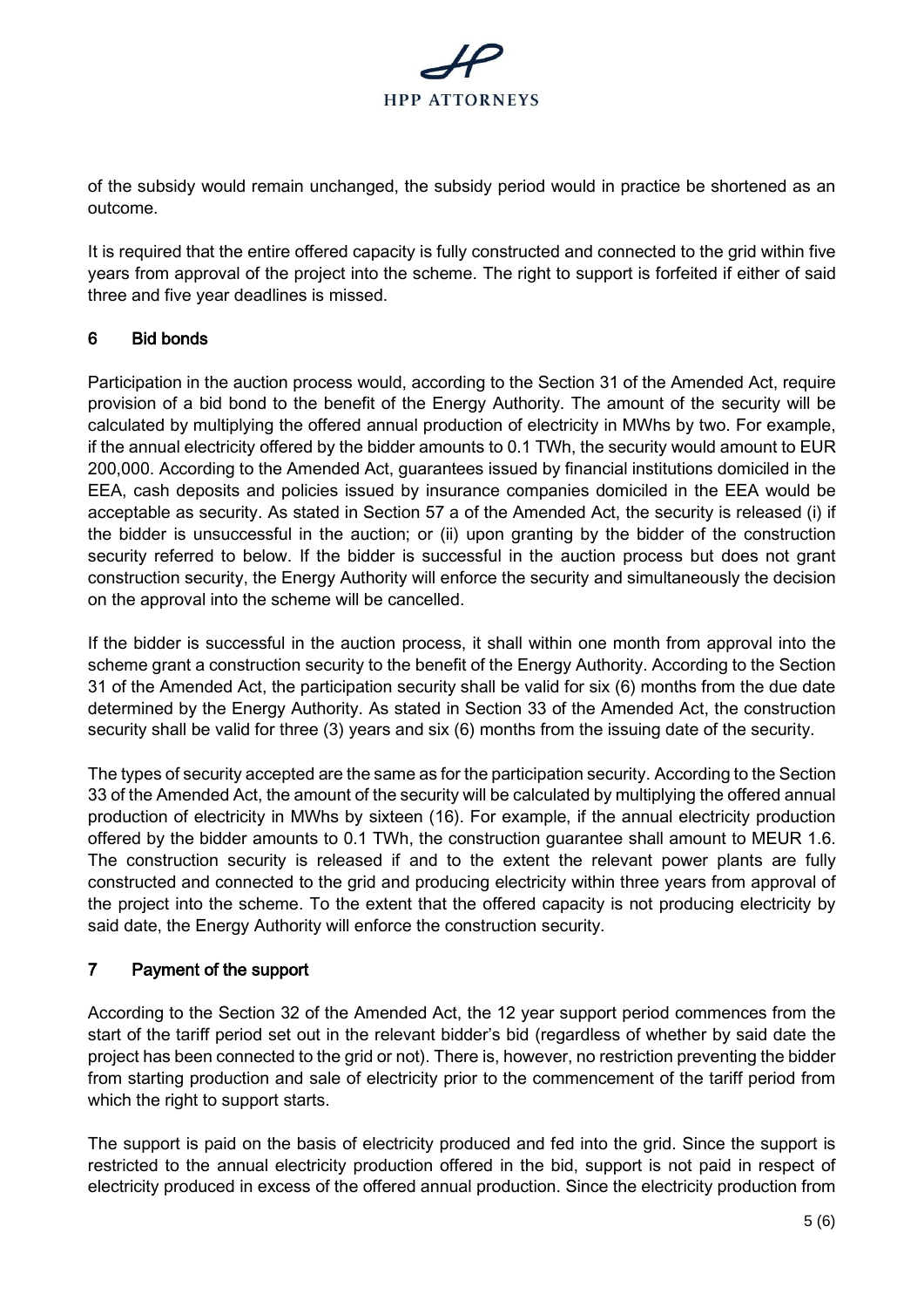of the subsidy would remain unchanged, the subsidy period would in practice be shortened as an outcome.

It is required that the entire offered capacity is fully constructed and connected to the grid within five years from approval of the project into the scheme. The right to support is forfeited if either of said three and five year deadlines is missed.

## 6 Bid bonds

Participation in the auction process would, according to the Section 31 of the Amended Act, require provision of a bid bond to the benefit of the Energy Authority. The amount of the security will be calculated by multiplying the offered annual production of electricity in MWhs by two. For example, if the annual electricity offered by the bidder amounts to 0.1 TWh, the security would amount to EUR 200,000. According to the Amended Act, guarantees issued by financial institutions domiciled in the EEA, cash deposits and policies issued by insurance companies domiciled in the EEA would be acceptable as security. As stated in Section 57 a of the Amended Act, the security is released (i) if the bidder is unsuccessful in the auction; or (ii) upon granting by the bidder of the construction security referred to below. If the bidder is successful in the auction process but does not grant construction security, the Energy Authority will enforce the security and simultaneously the decision on the approval into the scheme will be cancelled.

If the bidder is successful in the auction process, it shall within one month from approval into the scheme grant a construction security to the benefit of the Energy Authority. According to the Section 31 of the Amended Act, the participation security shall be valid for six (6) months from the due date determined by the Energy Authority. As stated in Section 33 of the Amended Act, the construction security shall be valid for three (3) years and six (6) months from the issuing date of the security.

The types of security accepted are the same as for the participation security. According to the Section 33 of the Amended Act, the amount of the security will be calculated by multiplying the offered annual production of electricity in MWhs by sixteen (16). For example, if the annual electricity production offered by the bidder amounts to 0.1 TWh, the construction guarantee shall amount to MEUR 1.6. The construction security is released if and to the extent the relevant power plants are fully constructed and connected to the grid and producing electricity within three years from approval of the project into the scheme. To the extent that the offered capacity is not producing electricity by said date, the Energy Authority will enforce the construction security.

## 7 Payment of the support

According to the Section 32 of the Amended Act, the 12 year support period commences from the start of the tariff period set out in the relevant bidder's bid (regardless of whether by said date the project has been connected to the grid or not). There is, however, no restriction preventing the bidder from starting production and sale of electricity prior to the commencement of the tariff period from which the right to support starts.

The support is paid on the basis of electricity produced and fed into the grid. Since the support is restricted to the annual electricity production offered in the bid, support is not paid in respect of electricity produced in excess of the offered annual production. Since the electricity production from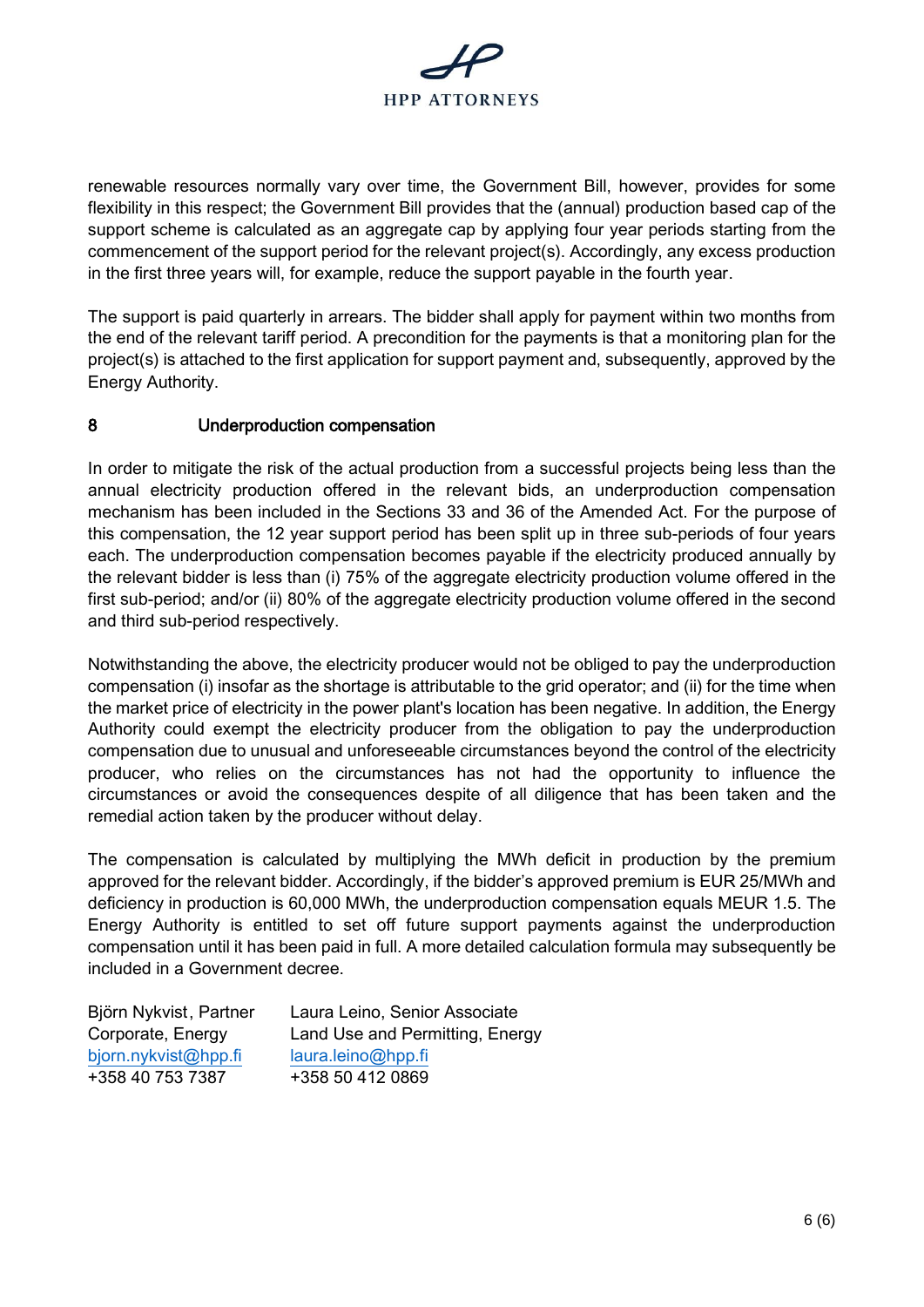renewable resources normally vary over time, the Government Bill, however, provides for some flexibility in this respect; the Government Bill provides that the (annual) production based cap of the support scheme is calculated as an aggregate cap by applying four year periods starting from the commencement of the support period for the relevant project(s). Accordingly, any excess production in the first three years will, for example, reduce the support payable in the fourth year.

The support is paid quarterly in arrears. The bidder shall apply for payment within two months from the end of the relevant tariff period. A precondition for the payments is that a monitoring plan for the project(s) is attached to the first application for support payment and, subsequently, approved by the Energy Authority.

## 8 Underproduction compensation

In order to mitigate the risk of the actual production from a successful projects being less than the annual electricity production offered in the relevant bids, an underproduction compensation mechanism has been included in the Sections 33 and 36 of the Amended Act. For the purpose of this compensation, the 12 year support period has been split up in three sub-periods of four years each. The underproduction compensation becomes payable if the electricity produced annually by the relevant bidder is less than (i) 75% of the aggregate electricity production volume offered in the first sub-period; and/or (ii) 80% of the aggregate electricity production volume offered in the second and third sub-period respectively.

Notwithstanding the above, the electricity producer would not be obliged to pay the underproduction compensation (i) insofar as the shortage is attributable to the grid operator; and (ii) for the time when the market price of electricity in the power plant's location has been negative. In addition, the Energy Authority could exempt the electricity producer from the obligation to pay the underproduction compensation due to unusual and unforeseeable circumstances beyond the control of the electricity producer, who relies on the circumstances has not had the opportunity to influence the circumstances or avoid the consequences despite of all diligence that has been taken and the remedial action taken by the producer without delay.

The compensation is calculated by multiplying the MWh deficit in production by the premium approved for the relevant bidder. Accordingly, if the bidder's approved premium is EUR 25/MWh and deficiency in production is 60,000 MWh, the underproduction compensation equals MEUR 1.5. The Energy Authority is entitled to set off future support payments against the underproduction compensation until it has been paid in full. A more detailed calculation formula may subsequently be included in a Government decree.

Björn Nykvist, Partner
Corporate, Energy
bjorn.nykvist@hpp.fi
+358 40 753 7387

Laura Leino, Senior Associate
Land Use and Permitting, Energy
laura.leino@hpp.fi
+358 50 412 0869